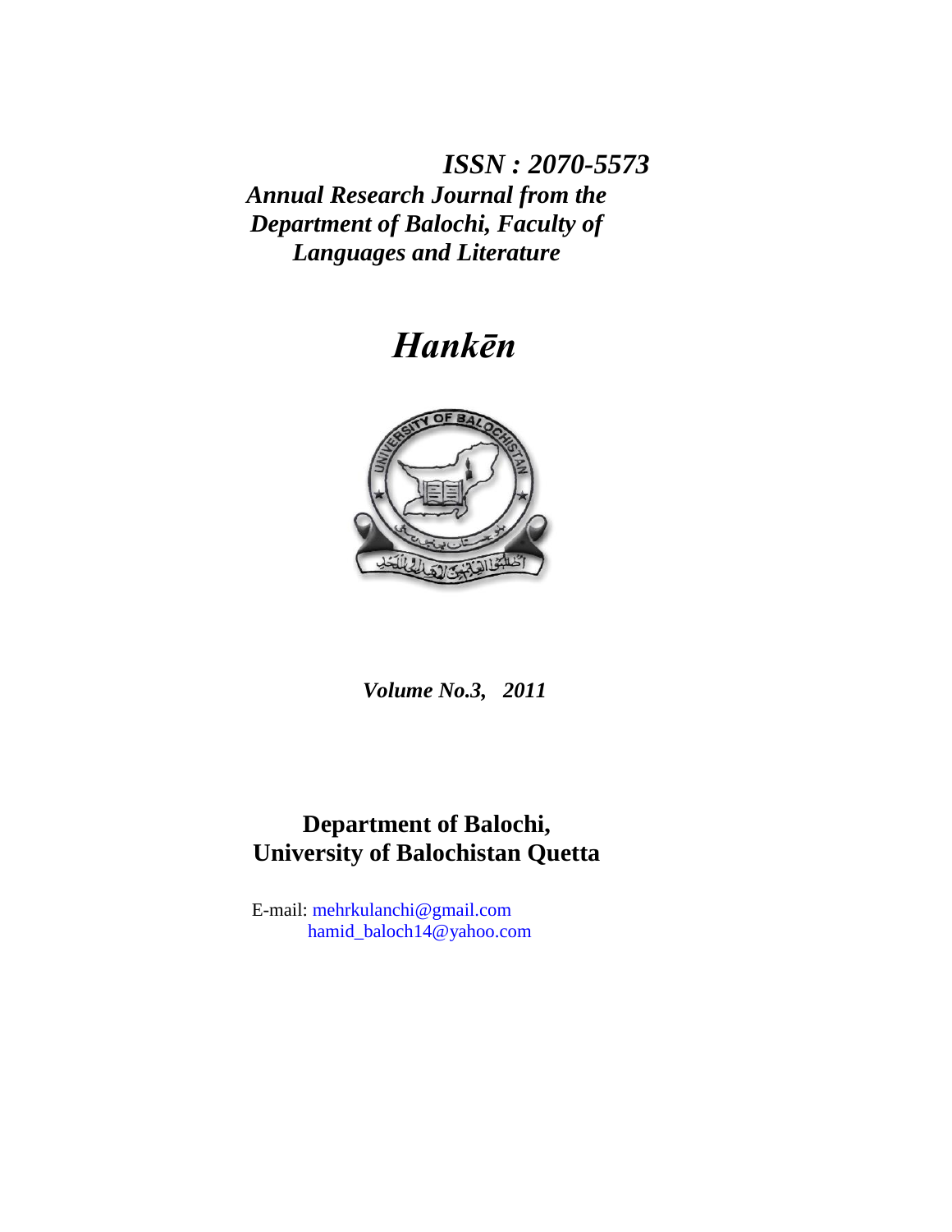***ISSN : 2070-5573***

***Annual Research Journal from the Department of Balochi, Faculty of Languages and Literature***

# *Hankēn*

***Volume No.3, 2011***

**Department of Balochi, University of Balochistan Quetta**

E-mail: mehrkulanchi@gmail.com
hamid_baloch14@yahoo.com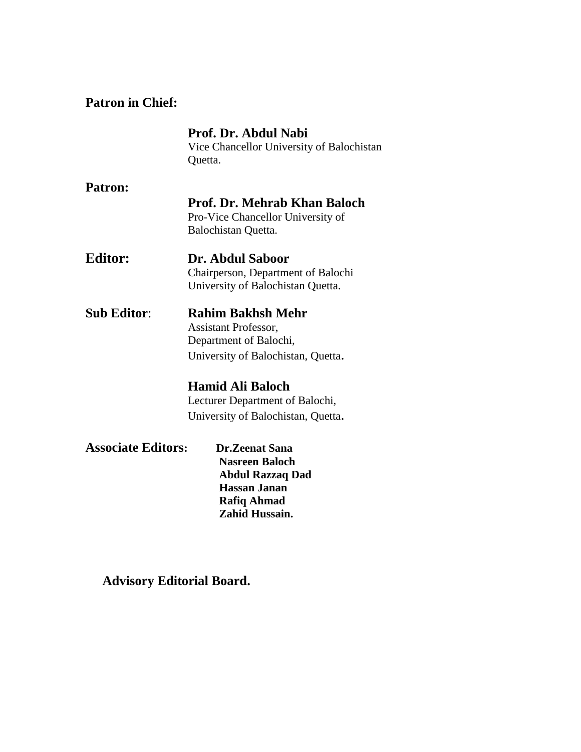**Patron in Chief:**

**Prof. Dr. Abdul Nabi**
Vice Chancellor University of Balochistan
Quetta.

**Patron:**

**Prof. Dr. Mehrab Khan Baloch**
Pro-Vice Chancellor University of
Balochistan Quetta.

**Editor:** **Dr. Abdul Saboor**
Chairperson, Department of Balochi
University of Balochistan Quetta.

**Sub Editor**: **Rahim Bakhsh Mehr**
Assistant Professor,
Department of Balochi,
University of Balochistan, Quetta.

**Hamid Ali Baloch**
Lecturer Department of Balochi,
University of Balochistan, Quetta.

**Associate Editors:** **Dr.Zeenat Sana**
**Nasreen Baloch**
**Abdul Razzaq Dad**
**Hassan Janan**
**Rafiq Ahmad**
**Zahid Hussain.**

**Advisory Editorial Board.**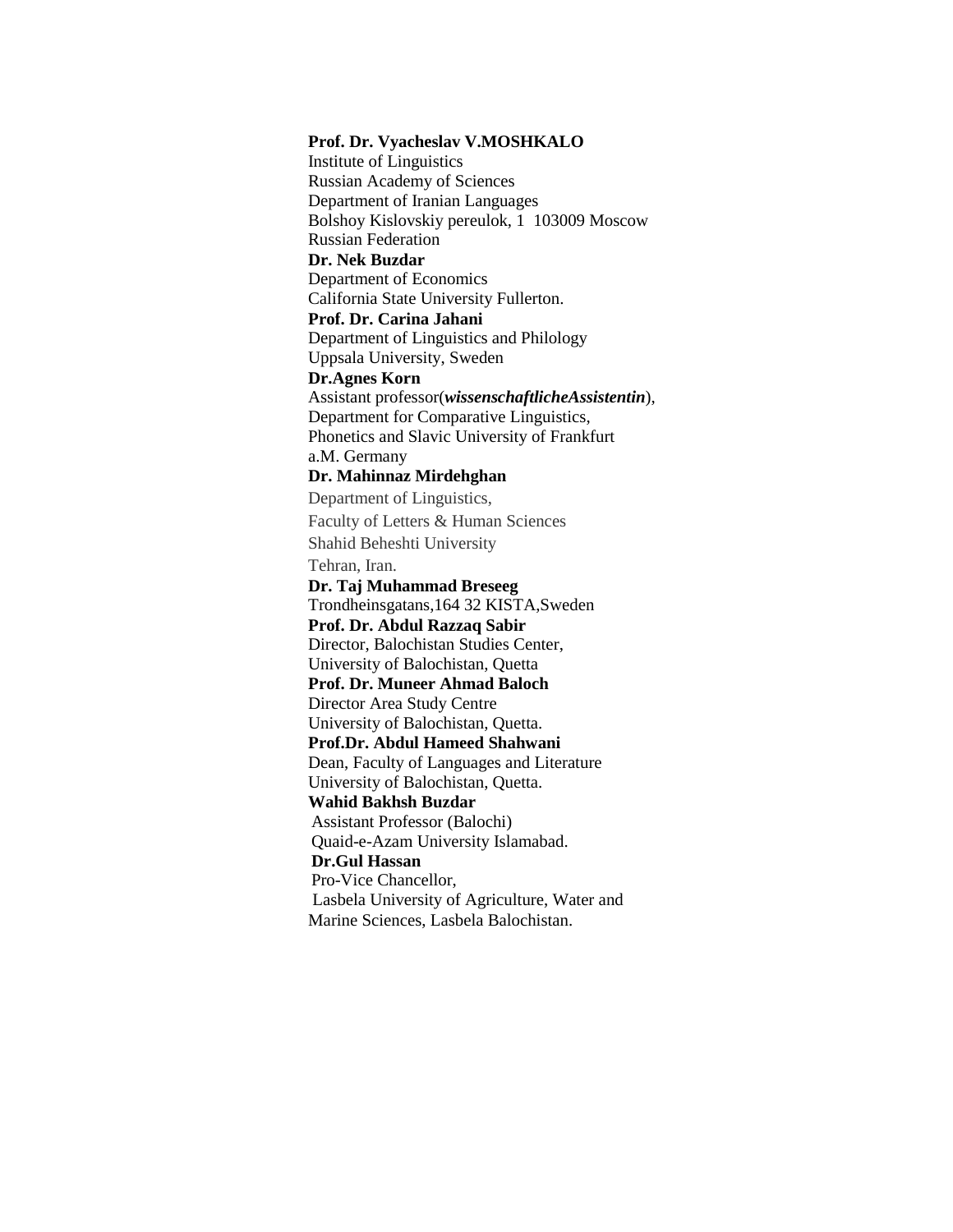**Prof. Dr. Vyacheslav V.MOSHKALO**
Institute of Linguistics
Russian Academy of Sciences
Department of Iranian Languages
Bolshoy Kislovskiy pereulok, 1 103009 Moscow
Russian Federation

**Dr. Nek Buzdar**
Department of Economics
California State University Fullerton.

**Prof. Dr. Carina Jahani**
Department of Linguistics and Philology
Uppsala University, Sweden

**Dr.Agnes Korn**
Assistant professor(***wissenschaftlicheAssistentin***),
Department for Comparative Linguistics,
Phonetics and Slavic University of Frankfurt
a.M. Germany

**Dr. Mahinnaz Mirdehghan**
Department of Linguistics,
Faculty of Letters & Human Sciences
Shahid Beheshti University
Tehran, Iran.

**Dr. Taj Muhammad Breseeg**
Trondheinsgatans,164 32 KISTA,Sweden

**Prof. Dr. Abdul Razzaq Sabir**
Director, Balochistan Studies Center,
University of Balochistan, Quetta

**Prof. Dr. Muneer Ahmad Baloch**
Director Area Study Centre
University of Balochistan, Quetta.

**Prof.Dr. Abdul Hameed Shahwani**
Dean, Faculty of Languages and Literature
University of Balochistan, Quetta.

**Wahid Bakhsh Buzdar**
Assistant Professor (Balochi)
Quaid-e-Azam University Islamabad.

**Dr.Gul Hassan**
Pro-Vice Chancellor,
Lasbela University of Agriculture, Water and
Marine Sciences, Lasbela Balochistan.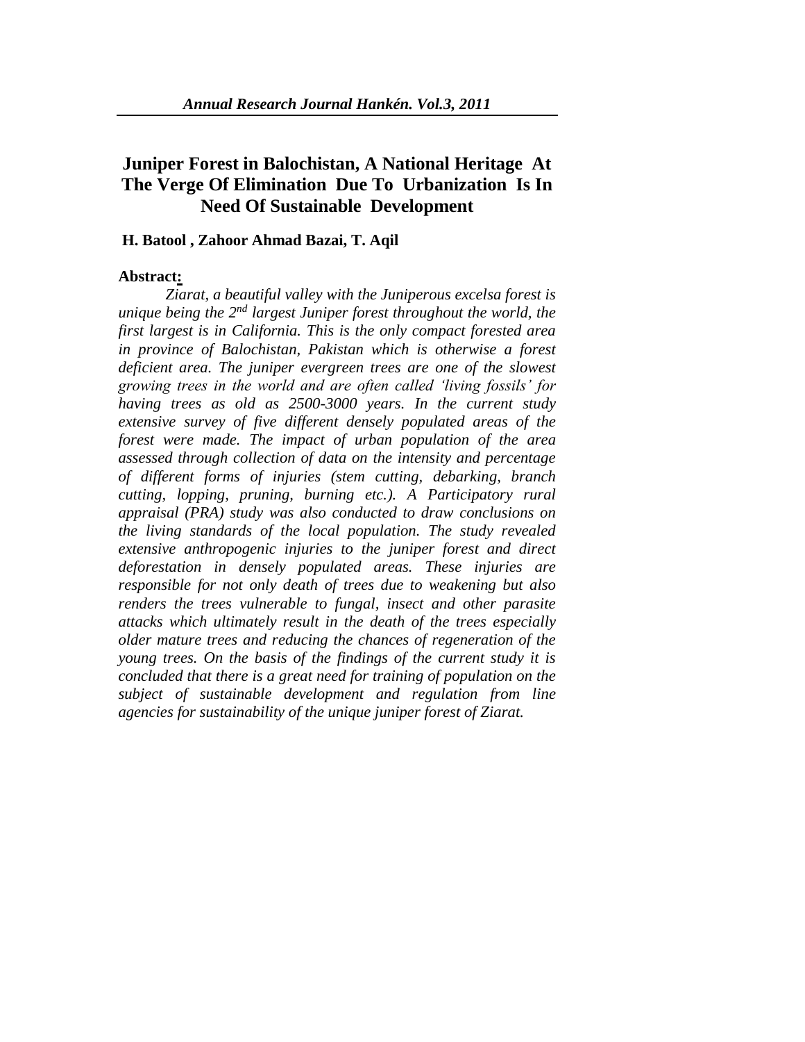# Juniper Forest in Balochistan, A National Heritage At The Verge Of Elimination Due To Urbanization Is In Need Of Sustainable Development

**H. Batool , Zahoor Ahmad Bazai, T. Aqil**

**Abstract:**

*Ziarat, a beautiful valley with the Juniperous excelsa forest is unique being the 2nd largest Juniper forest throughout the world, the first largest is in California. This is the only compact forested area in province of Balochistan, Pakistan which is otherwise a forest deficient area. The juniper evergreen trees are one of the slowest growing trees in the world and are often called 'living fossils' for having trees as old as 2500-3000 years. In the current study extensive survey of five different densely populated areas of the forest were made. The impact of urban population of the area assessed through collection of data on the intensity and percentage of different forms of injuries (stem cutting, debarking, branch cutting, lopping, pruning, burning etc.). A Participatory rural appraisal (PRA) study was also conducted to draw conclusions on the living standards of the local population. The study revealed extensive anthropogenic injuries to the juniper forest and direct deforestation in densely populated areas. These injuries are responsible for not only death of trees due to weakening but also renders the trees vulnerable to fungal, insect and other parasite attacks which ultimately result in the death of the trees especially older mature trees and reducing the chances of regeneration of the young trees. On the basis of the findings of the current study it is concluded that there is a great need for training of population on the subject of sustainable development and regulation from line agencies for sustainability of the unique juniper forest of Ziarat.*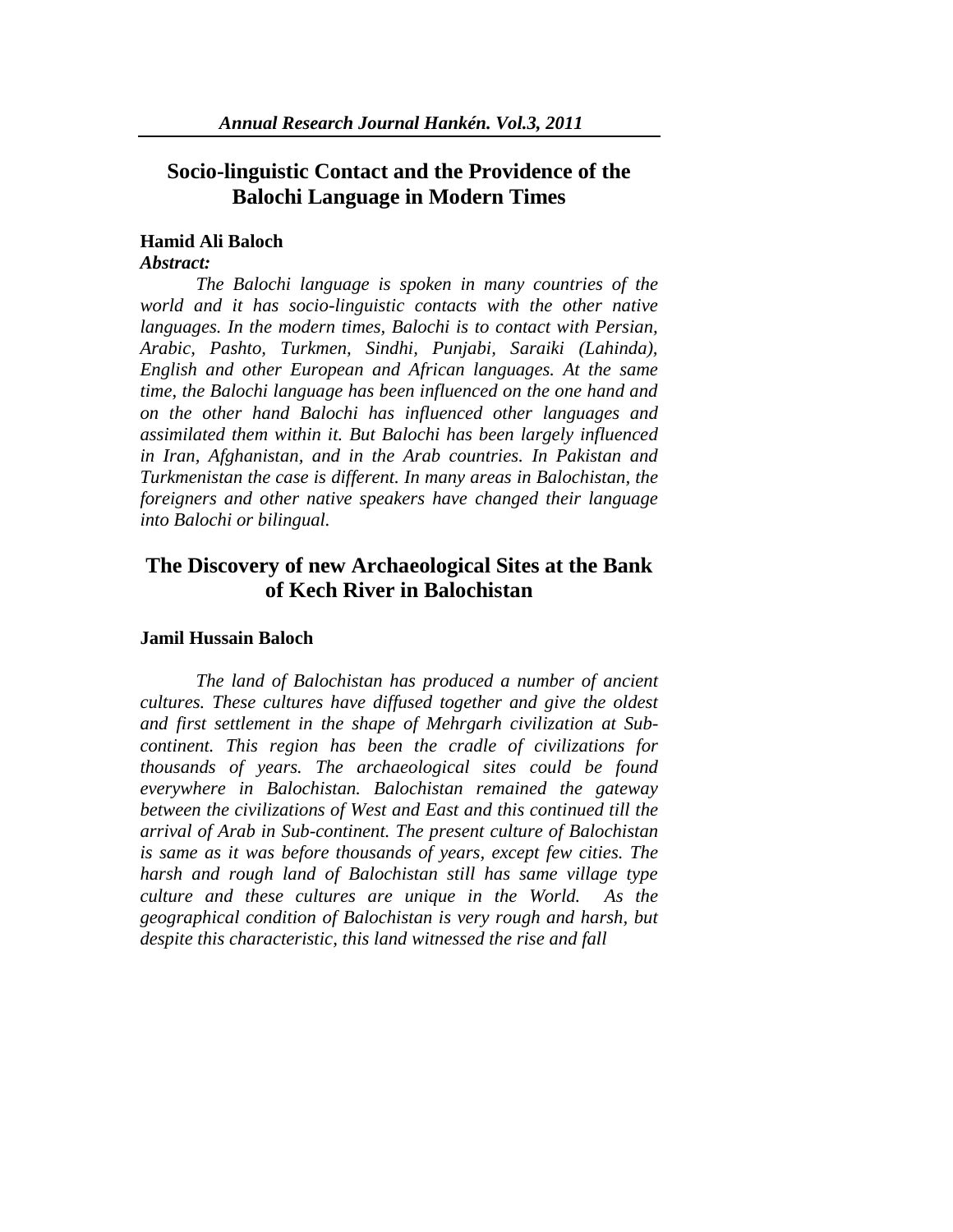## Socio-linguistic Contact and the Providence of the Balochi Language in Modern Times

**Hamid Ali Baloch**

***Abstract:***

*The Balochi language is spoken in many countries of the world and it has socio-linguistic contacts with the other native languages. In the modern times, Balochi is to contact with Persian, Arabic, Pashto, Turkmen, Sindhi, Punjabi, Saraiki (Lahinda), English and other European and African languages. At the same time, the Balochi language has been influenced on the one hand and on the other hand Balochi has influenced other languages and assimilated them within it. But Balochi has been largely influenced in Iran, Afghanistan, and in the Arab countries. In Pakistan and Turkmenistan the case is different. In many areas in Balochistan, the foreigners and other native speakers have changed their language into Balochi or bilingual.*

## The Discovery of new Archaeological Sites at the Bank of Kech River in Balochistan

**Jamil Hussain Baloch**

*The land of Balochistan has produced a number of ancient cultures. These cultures have diffused together and give the oldest and first settlement in the shape of Mehrgarh civilization at Sub-continent. This region has been the cradle of civilizations for thousands of years. The archaeological sites could be found everywhere in Balochistan. Balochistan remained the gateway between the civilizations of West and East and this continued till the arrival of Arab in Sub-continent. The present culture of Balochistan is same as it was before thousands of years, except few cities. The harsh and rough land of Balochistan still has same village type culture and these cultures are unique in the World. As the geographical condition of Balochistan is very rough and harsh, but despite this characteristic, this land witnessed the rise and fall*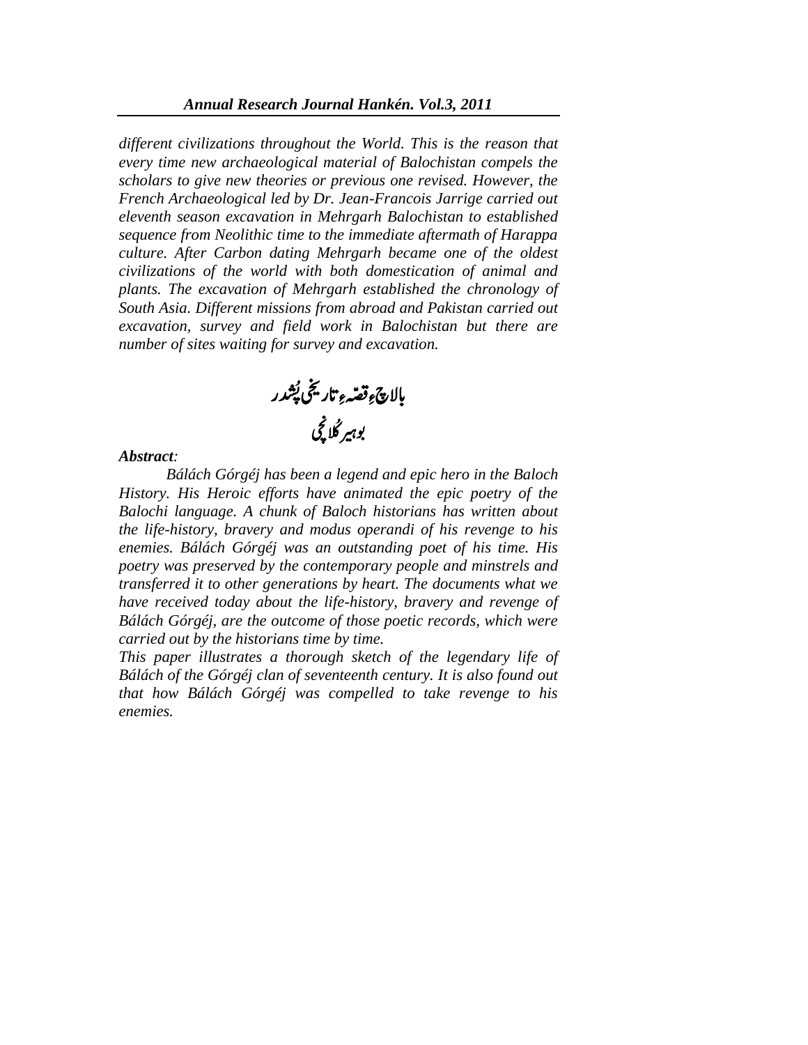*different civilizations throughout the World. This is the reason that every time new archaeological material of Balochistan compels the scholars to give new theories or previous one revised. However, the French Archaeological led by Dr. Jean-Francois Jarrige carried out eleventh season excavation in Mehrgarh Balochistan to established sequence from Neolithic time to the immediate aftermath of Harappa culture. After Carbon dating Mehrgarh became one of the oldest civilizations of the world with both domestication of animal and plants. The excavation of Mehrgarh established the chronology of South Asia. Different missions from abroad and Pakistan carried out excavation, survey and field work in Balochistan but there are number of sites waiting for survey and excavation.*

# بالاچءِ قصّہءِ تاریخی پُشدر

## بوہیر گُلانچی

***Abstract:***

*Bálách Górgéj has been a legend and epic hero in the Baloch History. His Heroic efforts have animated the epic poetry of the Balochi language. A chunk of Baloch historians has written about the life-history, bravery and modus operandi of his revenge to his enemies. Bálách Górgéj was an outstanding poet of his time. His poetry was preserved by the contemporary people and minstrels and transferred it to other generations by heart. The documents what we have received today about the life-history, bravery and revenge of Bálách Górgéj, are the outcome of those poetic records, which were carried out by the historians time by time.*

*This paper illustrates a thorough sketch of the legendary life of Bálách of the Górgéj clan of seventeenth century. It is also found out that how Bálách Górgéj was compelled to take revenge to his enemies.*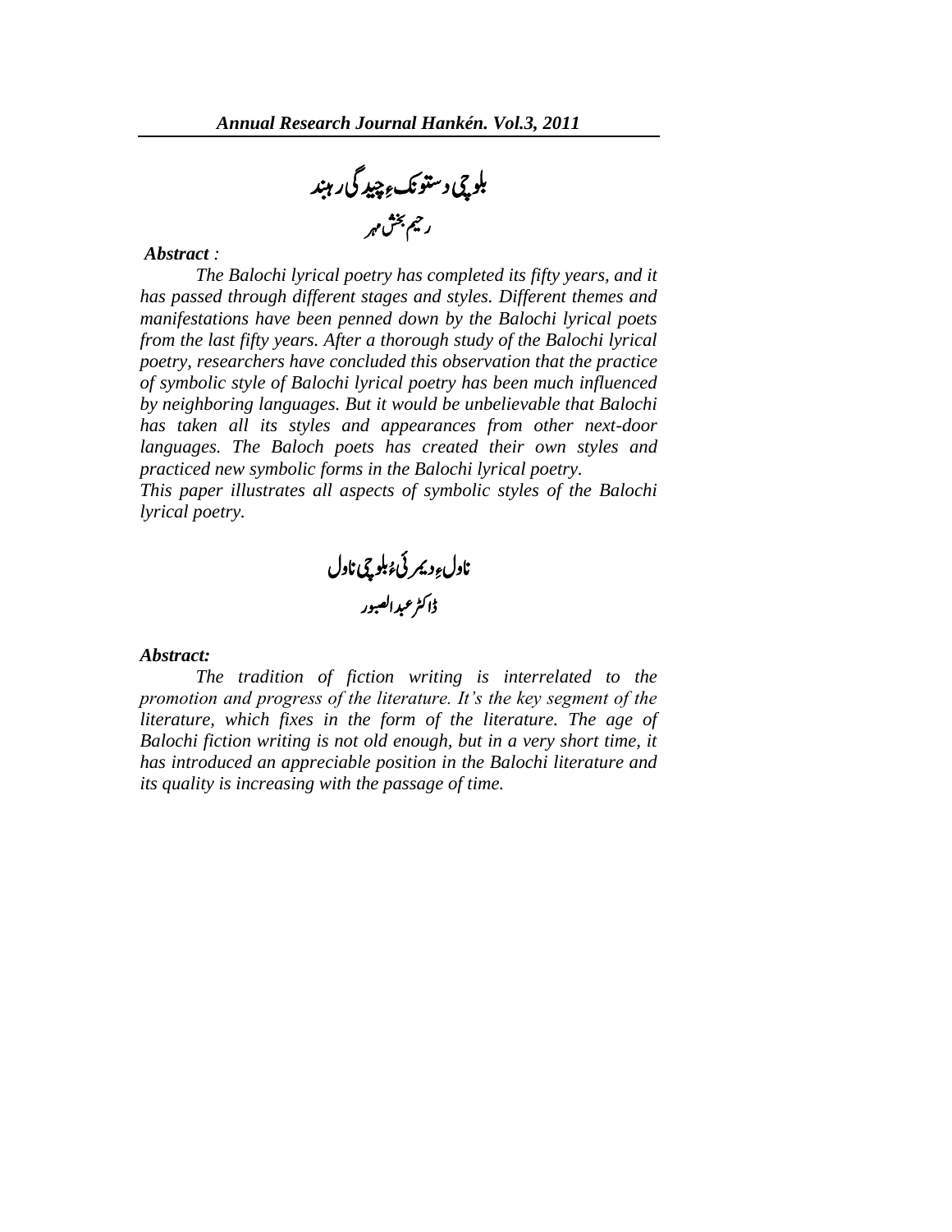# بلوچی دستونکءِ چیدگی رہبند

رحیم بخش مہر

***Abstract*** *:*

*The Balochi lyrical poetry has completed its fifty years, and it has passed through different stages and styles. Different themes and manifestations have been penned down by the Balochi lyrical poets from the last fifty years. After a thorough study of the Balochi lyrical poetry, researchers have concluded this observation that the practice of symbolic style of Balochi lyrical poetry has been much influenced by neighboring languages. But it would be unbelievable that Balochi has taken all its styles and appearances from other next-door languages. The Baloch poets has created their own styles and practiced new symbolic forms in the Balochi lyrical poetry.*

*This paper illustrates all aspects of symbolic styles of the Balochi lyrical poetry.*

# ناولءِ دیمرئیءُ بلوچی ناول

ڈاکٹر عبدالصبور

***Abstract:***

*The tradition of fiction writing is interrelated to the promotion and progress of the literature. It's the key segment of the literature, which fixes in the form of the literature. The age of Balochi fiction writing is not old enough, but in a very short time, it has introduced an appreciable position in the Balochi literature and its quality is increasing with the passage of time.*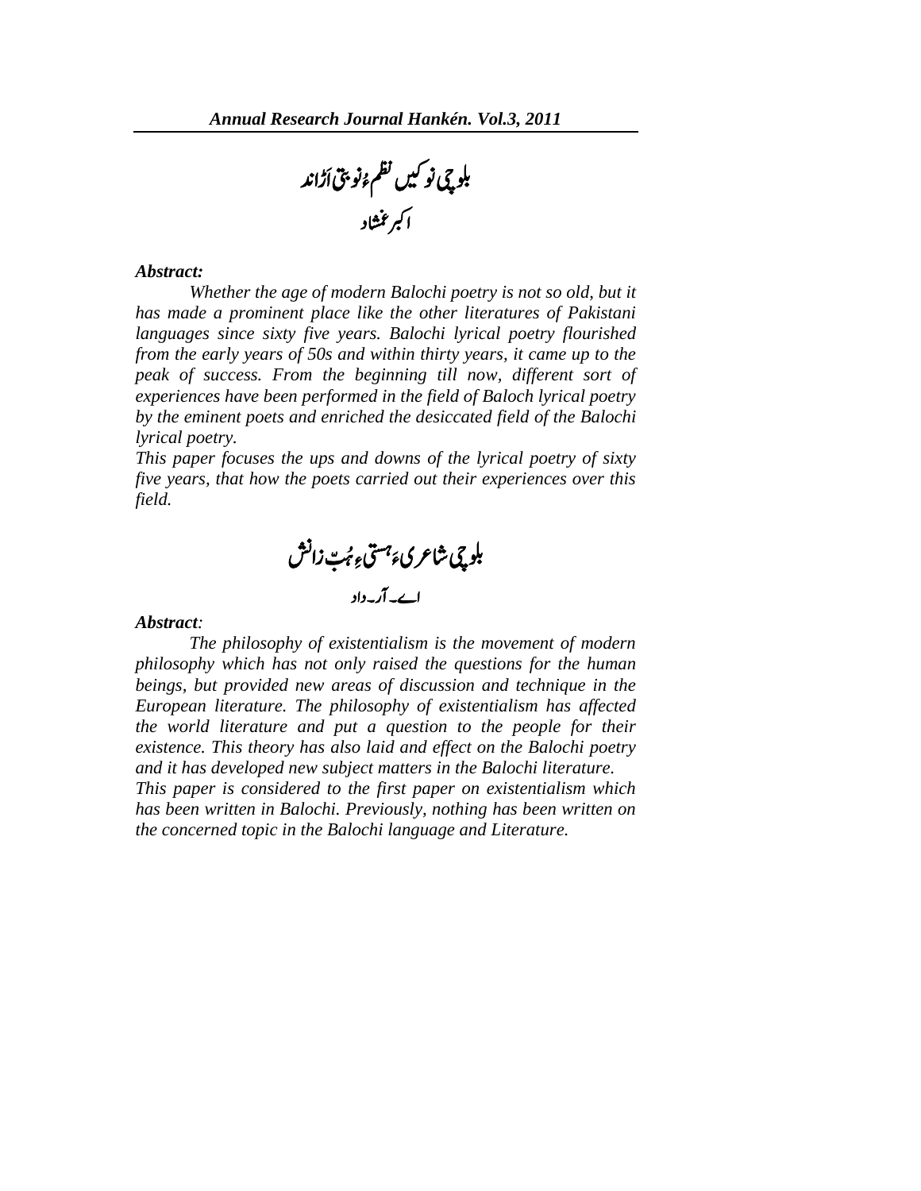# بلوچی نوکیں نظمءِ نوبتی اڑاند

اکبر غمشاد

***Abstract:***

*Whether the age of modern Balochi poetry is not so old, but it has made a prominent place like the other literatures of Pakistani languages since sixty five years. Balochi lyrical poetry flourished from the early years of 50s and within thirty years, it came up to the peak of success. From the beginning till now, different sort of experiences have been performed in the field of Baloch lyrical poetry by the eminent poets and enriched the desiccated field of the Balochi lyrical poetry.*

*This paper focuses the ups and downs of the lyrical poetry of sixty five years, that how the poets carried out their experiences over this field.*

# بلوچی شاعریءَ ہستیءِ ہُبّ زانش

اے۔ آر۔ داد

***Abstract:***

*The philosophy of existentialism is the movement of modern philosophy which has not only raised the questions for the human beings, but provided new areas of discussion and technique in the European literature. The philosophy of existentialism has affected the world literature and put a question to the people for their existence. This theory has also laid and effect on the Balochi poetry and it has developed new subject matters in the Balochi literature.*

*This paper is considered to the first paper on existentialism which has been written in Balochi. Previously, nothing has been written on the concerned topic in the Balochi language and Literature.*